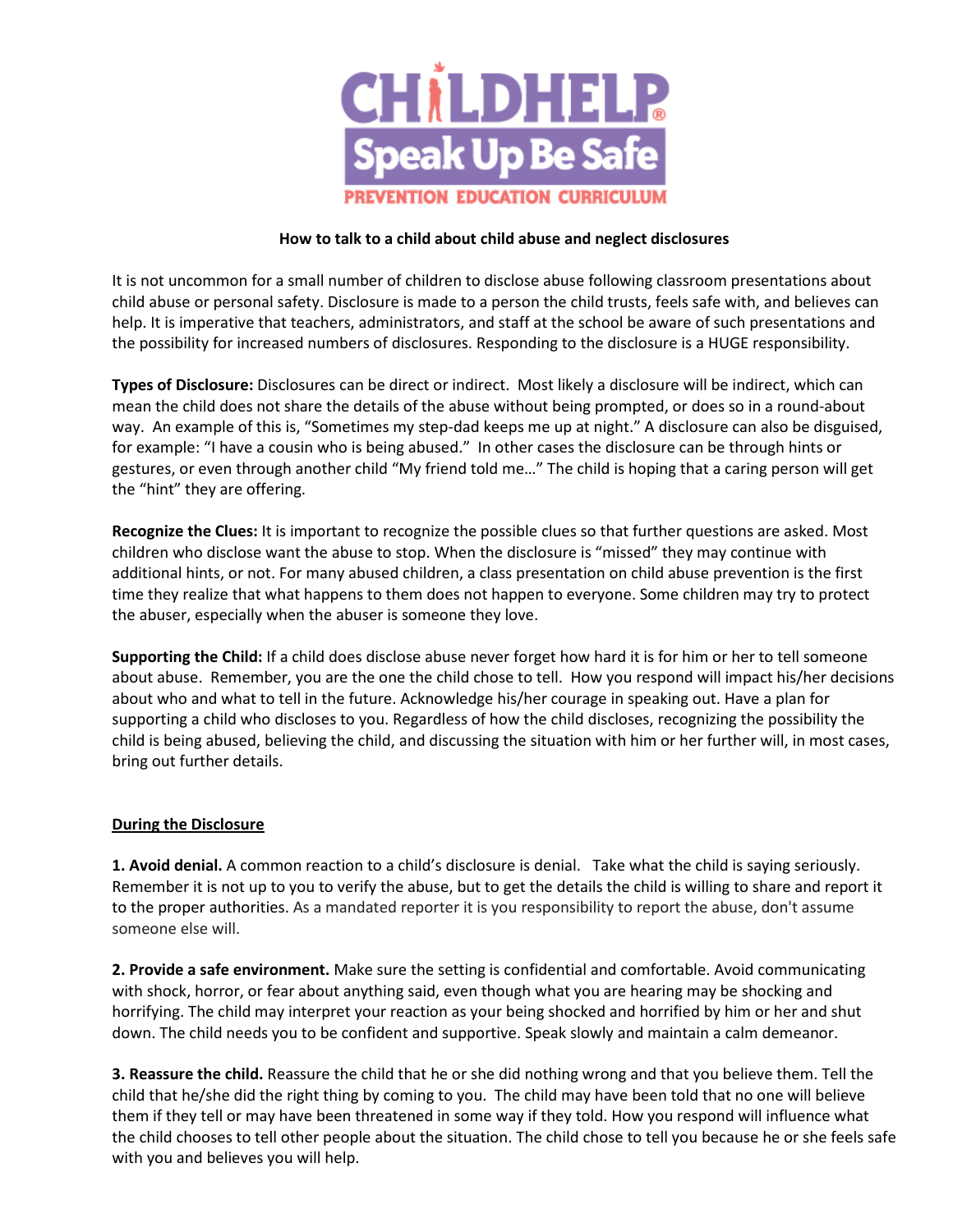CHILDHELP®

Speak Up Be Safe

PREVENTION EDUCATION CURRICULUM

**How to talk to a child about child abuse and neglect disclosures**

It is not uncommon for a small number of children to disclose abuse following classroom presentations about child abuse or personal safety. Disclosure is made to a person the child trusts, feels safe with, and believes can help. It is imperative that teachers, administrators, and staff at the school be aware of such presentations and the possibility for increased numbers of disclosures. Responding to the disclosure is a HUGE responsibility.

**Types of Disclosure:** Disclosures can be direct or indirect. Most likely a disclosure will be indirect, which can mean the child does not share the details of the abuse without being prompted, or does so in a round-about way. An example of this is, "Sometimes my step-dad keeps me up at night." A disclosure can also be disguised, for example: "I have a cousin who is being abused." In other cases the disclosure can be through hints or gestures, or even through another child "My friend told me…" The child is hoping that a caring person will get the "hint" they are offering.

**Recognize the Clues:** It is important to recognize the possible clues so that further questions are asked. Most children who disclose want the abuse to stop. When the disclosure is "missed" they may continue with additional hints, or not. For many abused children, a class presentation on child abuse prevention is the first time they realize that what happens to them does not happen to everyone. Some children may try to protect the abuser, especially when the abuser is someone they love.

**Supporting the Child:** If a child does disclose abuse never forget how hard it is for him or her to tell someone about abuse. Remember, you are the one the child chose to tell. How you respond will impact his/her decisions about who and what to tell in the future. Acknowledge his/her courage in speaking out. Have a plan for supporting a child who discloses to you. Regardless of how the child discloses, recognizing the possibility the child is being abused, believing the child, and discussing the situation with him or her further will, in most cases, bring out further details.

## During the Disclosure

**1. Avoid denial.** A common reaction to a child's disclosure is denial. Take what the child is saying seriously. Remember it is not up to you to verify the abuse, but to get the details the child is willing to share and report it to the proper authorities. As a mandated reporter it is you responsibility to report the abuse, don't assume someone else will.

**2. Provide a safe environment.** Make sure the setting is confidential and comfortable. Avoid communicating with shock, horror, or fear about anything said, even though what you are hearing may be shocking and horrifying. The child may interpret your reaction as your being shocked and horrified by him or her and shut down. The child needs you to be confident and supportive. Speak slowly and maintain a calm demeanor.

**3. Reassure the child.** Reassure the child that he or she did nothing wrong and that you believe them. Tell the child that he/she did the right thing by coming to you. The child may have been told that no one will believe them if they tell or may have been threatened in some way if they told. How you respond will influence what the child chooses to tell other people about the situation. The child chose to tell you because he or she feels safe with you and believes you will help.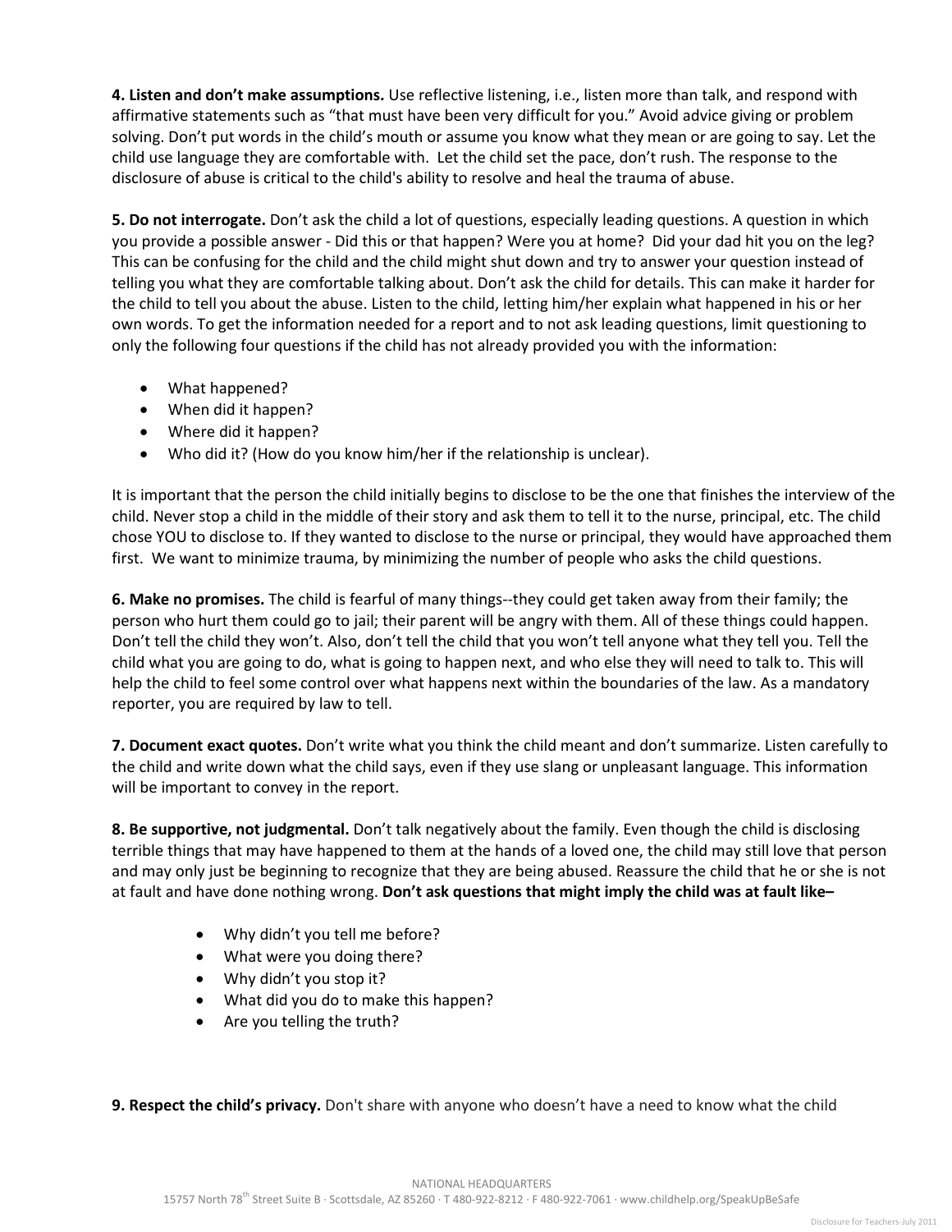**4. Listen and don't make assumptions.** Use reflective listening, i.e., listen more than talk, and respond with affirmative statements such as "that must have been very difficult for you." Avoid advice giving or problem solving. Don't put words in the child's mouth or assume you know what they mean or are going to say. Let the child use language they are comfortable with. Let the child set the pace, don't rush. The response to the disclosure of abuse is critical to the child's ability to resolve and heal the trauma of abuse.

**5. Do not interrogate.** Don't ask the child a lot of questions, especially leading questions. A question in which you provide a possible answer - Did this or that happen? Were you at home? Did your dad hit you on the leg? This can be confusing for the child and the child might shut down and try to answer your question instead of telling you what they are comfortable talking about. Don't ask the child for details. This can make it harder for the child to tell you about the abuse. Listen to the child, letting him/her explain what happened in his or her own words. To get the information needed for a report and to not ask leading questions, limit questioning to only the following four questions if the child has not already provided you with the information:

- What happened?
- When did it happen?
- Where did it happen?
- Who did it? (How do you know him/her if the relationship is unclear).

It is important that the person the child initially begins to disclose to be the one that finishes the interview of the child. Never stop a child in the middle of their story and ask them to tell it to the nurse, principal, etc. The child chose YOU to disclose to. If they wanted to disclose to the nurse or principal, they would have approached them first. We want to minimize trauma, by minimizing the number of people who asks the child questions.

**6. Make no promises.** The child is fearful of many things--they could get taken away from their family; the person who hurt them could go to jail; their parent will be angry with them. All of these things could happen. Don't tell the child they won't. Also, don't tell the child that you won't tell anyone what they tell you. Tell the child what you are going to do, what is going to happen next, and who else they will need to talk to. This will help the child to feel some control over what happens next within the boundaries of the law. As a mandatory reporter, you are required by law to tell.

**7. Document exact quotes.** Don't write what you think the child meant and don't summarize. Listen carefully to the child and write down what the child says, even if they use slang or unpleasant language. This information will be important to convey in the report.

**8. Be supportive, not judgmental.** Don't talk negatively about the family. Even though the child is disclosing terrible things that may have happened to them at the hands of a loved one, the child may still love that person and may only just be beginning to recognize that they are being abused. Reassure the child that he or she is not at fault and have done nothing wrong. **Don't ask questions that might imply the child was at fault like–**

- Why didn't you tell me before?
- What were you doing there?
- Why didn't you stop it?
- What did you do to make this happen?
- Are you telling the truth?

**9. Respect the child's privacy.** Don't share with anyone who doesn't have a need to know what the child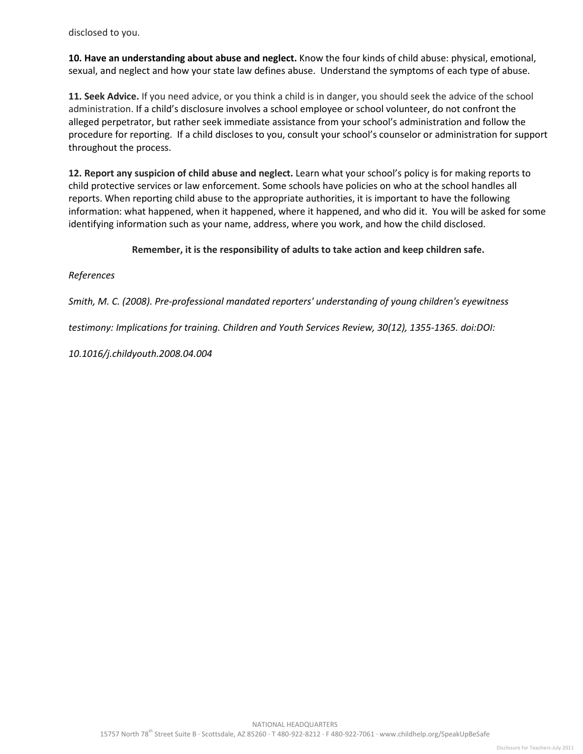disclosed to you.

**10. Have an understanding about abuse and neglect.** Know the four kinds of child abuse: physical, emotional, sexual, and neglect and how your state law defines abuse. Understand the symptoms of each type of abuse.

**11. Seek Advice.** If you need advice, or you think a child is in danger, you should seek the advice of the school administration. If a child's disclosure involves a school employee or school volunteer, do not confront the alleged perpetrator, but rather seek immediate assistance from your school's administration and follow the procedure for reporting. If a child discloses to you, consult your school's counselor or administration for support throughout the process.

**12. Report any suspicion of child abuse and neglect.** Learn what your school's policy is for making reports to child protective services or law enforcement. Some schools have policies on who at the school handles all reports. When reporting child abuse to the appropriate authorities, it is important to have the following information: what happened, when it happened, where it happened, and who did it. You will be asked for some identifying information such as your name, address, where you work, and how the child disclosed.

**Remember, it is the responsibility of adults to take action and keep children safe.**

*References*

*Smith, M. C. (2008). Pre-professional mandated reporters' understanding of young children's eyewitness testimony: Implications for training. Children and Youth Services Review, 30(12), 1355-1365. doi:DOI: 10.1016/j.childyouth.2008.04.004*

NATIONAL HEADQUARTERS
15757 North 78th Street Suite B · Scottsdale, AZ 85260 · T 480-922-8212 · F 480-922-7061 · www.childhelp.org/SpeakUpBeSafe